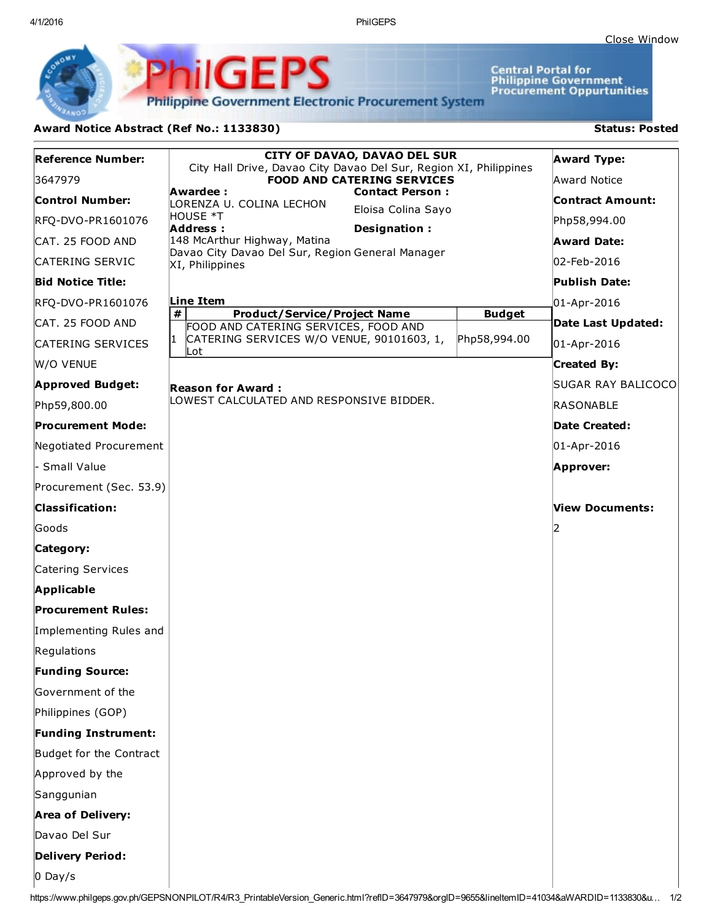Close Window

# PhilGEPS

Philippine Government Electronic Procurement System

Central Portal for Philippine Government Procurement Oppurtunities

**Award Notice Abstract (Ref No.: 1133830)** **Status: Posted**

**Reference Number:**
3647979

**Control Number:**
RFQ-DVO-PR1601076 CAT. 25 FOOD AND CATERING SERVIC

**Bid Notice Title:**
RFQ-DVO-PR1601076 CAT. 25 FOOD AND CATERING SERVICES W/O VENUE

**Approved Budget:**
Php59,800.00

**Procurement Mode:**
Negotiated Procurement - Small Value Procurement (Sec. 53.9)

**Classification:**
Goods

**Category:**
Catering Services

**Applicable Procurement Rules:**
Implementing Rules and Regulations

**Funding Source:**
Government of the Philippines (GOP)

**Funding Instrument:**
Budget for the Contract Approved by the Sanggunian

**Area of Delivery:**
Davao Del Sur

**Delivery Period:**
0 Day/s

**CITY OF DAVAO, DAVAO DEL SUR**
City Hall Drive, Davao City Davao Del Sur, Region XI, Philippines
**FOOD AND CATERING SERVICES**

**Awardee :**
LORENZA U. COLINA LECHON HOUSE *T

**Contact Person :**
Eloisa Colina Sayo

**Address :**
148 McArthur Highway, Matina Davao City Davao Del Sur, Region XI, Philippines

**Designation :**
General Manager

**Line Item**

| # | Product/Service/Project Name | Budget |
|---|---|---|
| 1 | FOOD AND CATERING SERVICES, FOOD AND CATERING SERVICES W/O VENUE, 90101603, 1, Lot | Php58,994.00 |

**Reason for Award :**
LOWEST CALCULATED AND RESPONSIVE BIDDER.

**Award Type:**
Award Notice

**Contract Amount:**
Php58,994.00

**Award Date:**
02-Feb-2016

**Publish Date:**
01-Apr-2016

**Date Last Updated:**
01-Apr-2016

**Created By:**
SUGAR RAY BALICOCO RASONABLE

**Date Created:**
01-Apr-2016

**Approver:**

**View Documents:**
2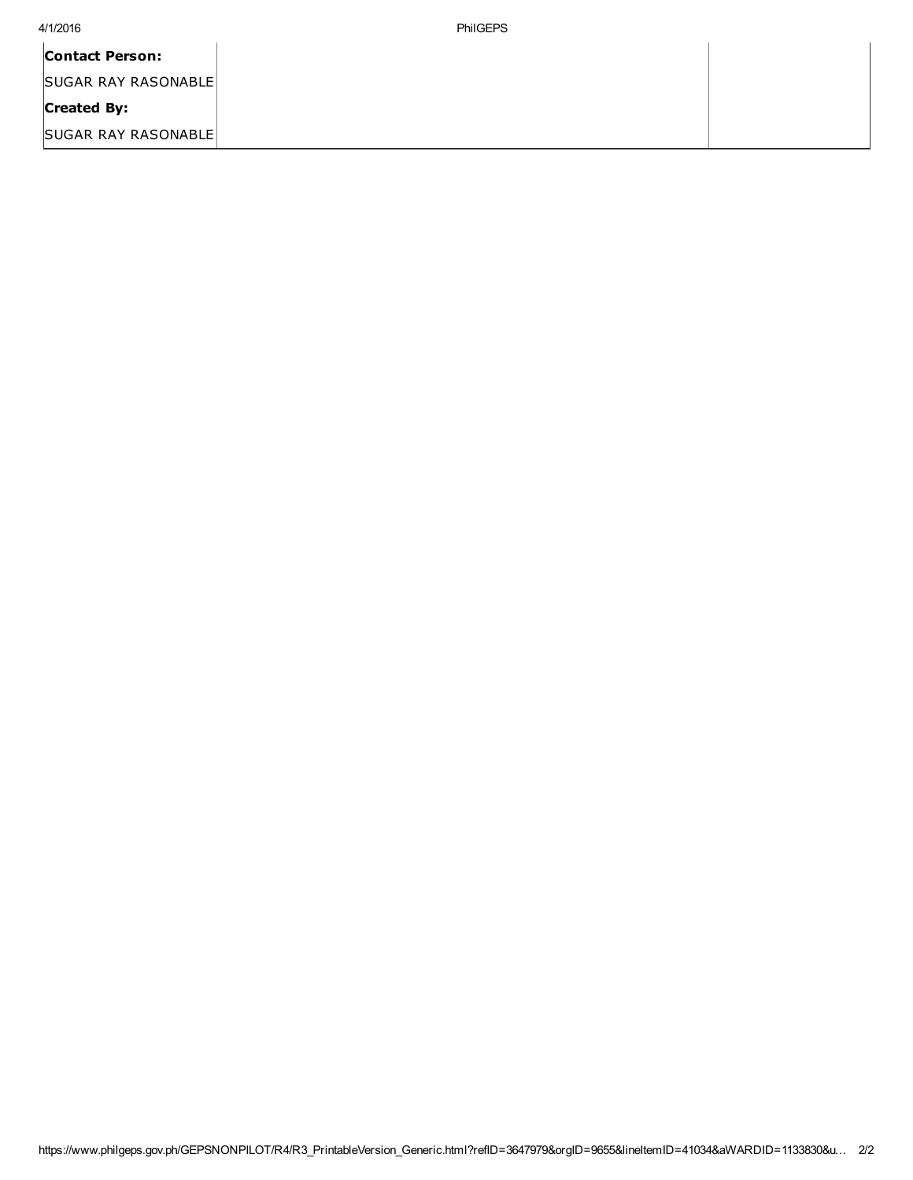| | | |
|---|---|---|
| **Contact Person:** | | |
| SUGAR RAY RASONABLE | | |
| **Created By:** | | |
| SUGAR RAY RASONABLE | | |